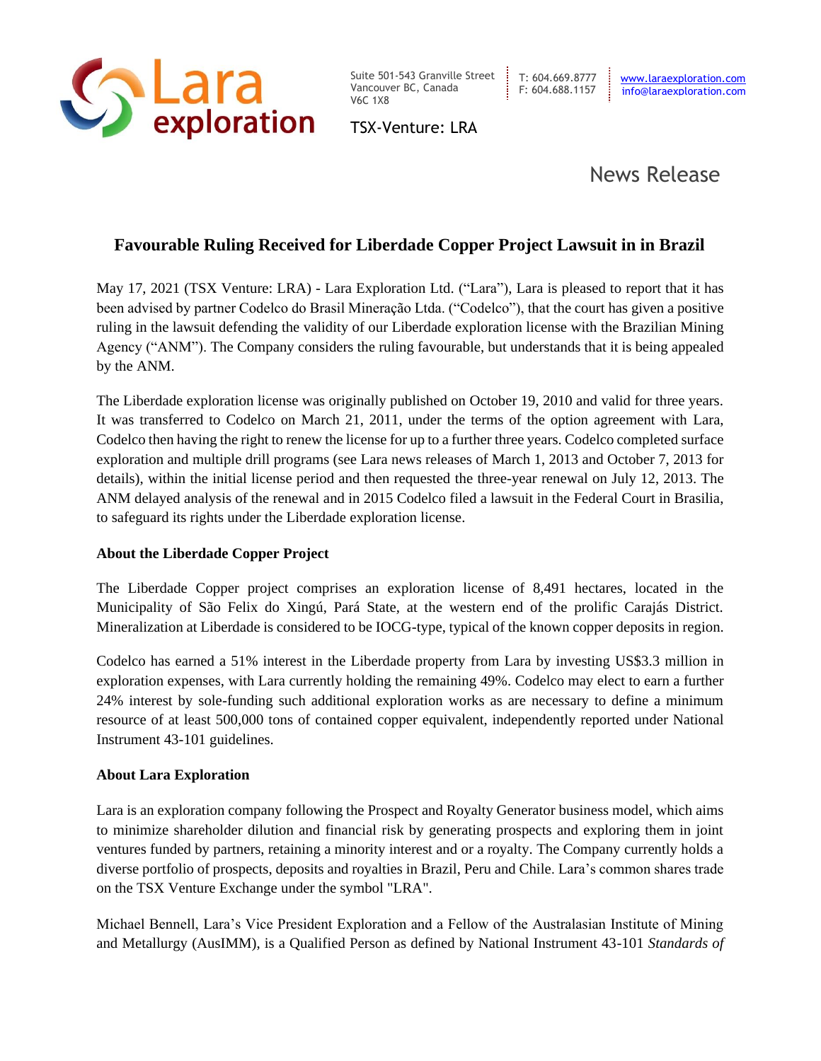Lara exploration

Suite 501-543 Granville Street
Vancouver BC, Canada
V6C 1X8

T: 604.669.8777
F: 604.688.1157

www.laraexploration.com
info@laraexploration.com

TSX-Venture: LRA

News Release

# Favourable Ruling Received for Liberdade Copper Project Lawsuit in in Brazil

May 17, 2021 (TSX Venture: LRA) - Lara Exploration Ltd. ("Lara"), Lara is pleased to report that it has been advised by partner Codelco do Brasil Mineração Ltda. ("Codelco"), that the court has given a positive ruling in the lawsuit defending the validity of our Liberdade exploration license with the Brazilian Mining Agency ("ANM"). The Company considers the ruling favourable, but understands that it is being appealed by the ANM.

The Liberdade exploration license was originally published on October 19, 2010 and valid for three years. It was transferred to Codelco on March 21, 2011, under the terms of the option agreement with Lara, Codelco then having the right to renew the license for up to a further three years. Codelco completed surface exploration and multiple drill programs (see Lara news releases of March 1, 2013 and October 7, 2013 for details), within the initial license period and then requested the three-year renewal on July 12, 2013. The ANM delayed analysis of the renewal and in 2015 Codelco filed a lawsuit in the Federal Court in Brasilia, to safeguard its rights under the Liberdade exploration license.

**About the Liberdade Copper Project**

The Liberdade Copper project comprises an exploration license of 8,491 hectares, located in the Municipality of São Felix do Xingú, Pará State, at the western end of the prolific Carajás District. Mineralization at Liberdade is considered to be IOCG-type, typical of the known copper deposits in region.

Codelco has earned a 51% interest in the Liberdade property from Lara by investing US$3.3 million in exploration expenses, with Lara currently holding the remaining 49%. Codelco may elect to earn a further 24% interest by sole-funding such additional exploration works as are necessary to define a minimum resource of at least 500,000 tons of contained copper equivalent, independently reported under National Instrument 43-101 guidelines.

**About Lara Exploration**

Lara is an exploration company following the Prospect and Royalty Generator business model, which aims to minimize shareholder dilution and financial risk by generating prospects and exploring them in joint ventures funded by partners, retaining a minority interest and or a royalty. The Company currently holds a diverse portfolio of prospects, deposits and royalties in Brazil, Peru and Chile. Lara's common shares trade on the TSX Venture Exchange under the symbol "LRA".

Michael Bennell, Lara's Vice President Exploration and a Fellow of the Australasian Institute of Mining and Metallurgy (AusIMM), is a Qualified Person as defined by National Instrument 43-101 *Standards of*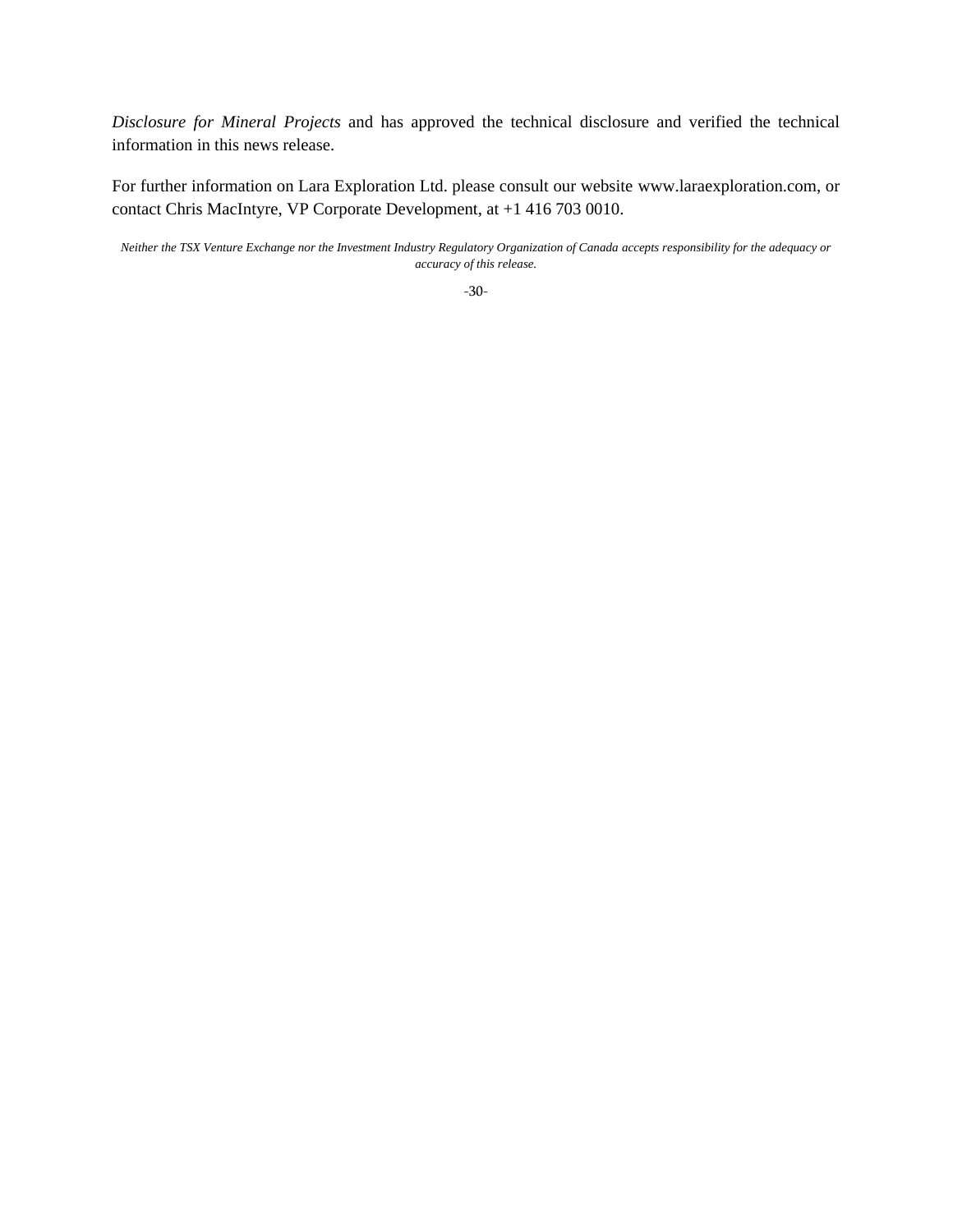*Disclosure for Mineral Projects* and has approved the technical disclosure and verified the technical information in this news release.

For further information on Lara Exploration Ltd. please consult our website www.laraexploration.com, or contact Chris MacIntyre, VP Corporate Development, at +1 416 703 0010.

*Neither the TSX Venture Exchange nor the Investment Industry Regulatory Organization of Canada accepts responsibility for the adequacy or accuracy of this release.*

-30-